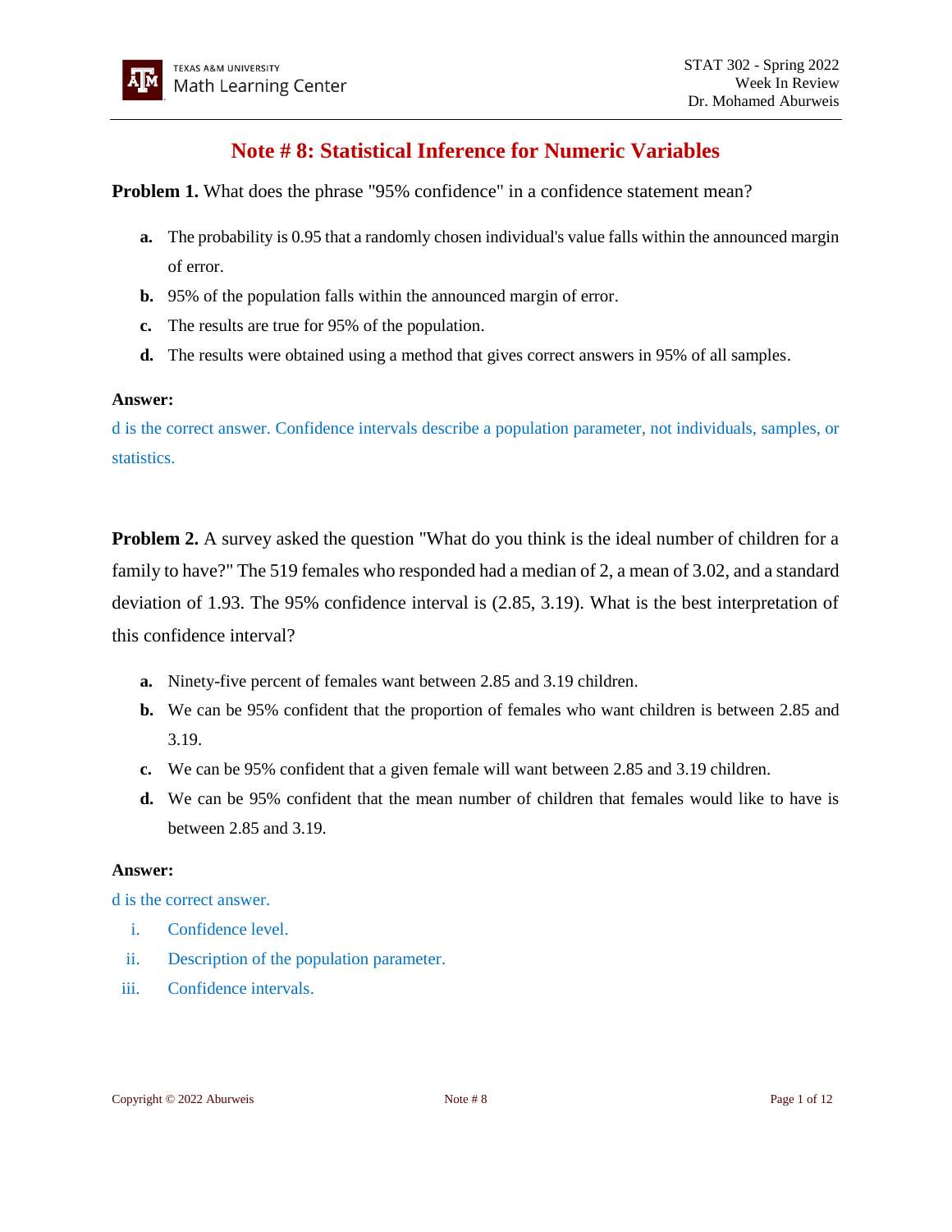# Note # 8: Statistical Inference for Numeric Variables

**Problem 1.** What does the phrase "95% confidence" in a confidence statement mean?

- **a.** The probability is 0.95 that a randomly chosen individual's value falls within the announced margin of error.
- **b.** 95% of the population falls within the announced margin of error.
- **c.** The results are true for 95% of the population.
- **d.** The results were obtained using a method that gives correct answers in 95% of all samples.

**Answer:**

d is the correct answer. Confidence intervals describe a population parameter, not individuals, samples, or statistics.

**Problem 2.** A survey asked the question "What do you think is the ideal number of children for a family to have?" The 519 females who responded had a median of 2, a mean of 3.02, and a standard deviation of 1.93. The 95% confidence interval is (2.85, 3.19). What is the best interpretation of this confidence interval?

- **a.** Ninety-five percent of females want between 2.85 and 3.19 children.
- **b.** We can be 95% confident that the proportion of females who want children is between 2.85 and 3.19.
- **c.** We can be 95% confident that a given female will want between 2.85 and 3.19 children.
- **d.** We can be 95% confident that the mean number of children that females would like to have is between 2.85 and 3.19.

**Answer:**

d is the correct answer.

- i. Confidence level.
- ii. Description of the population parameter.
- iii. Confidence intervals.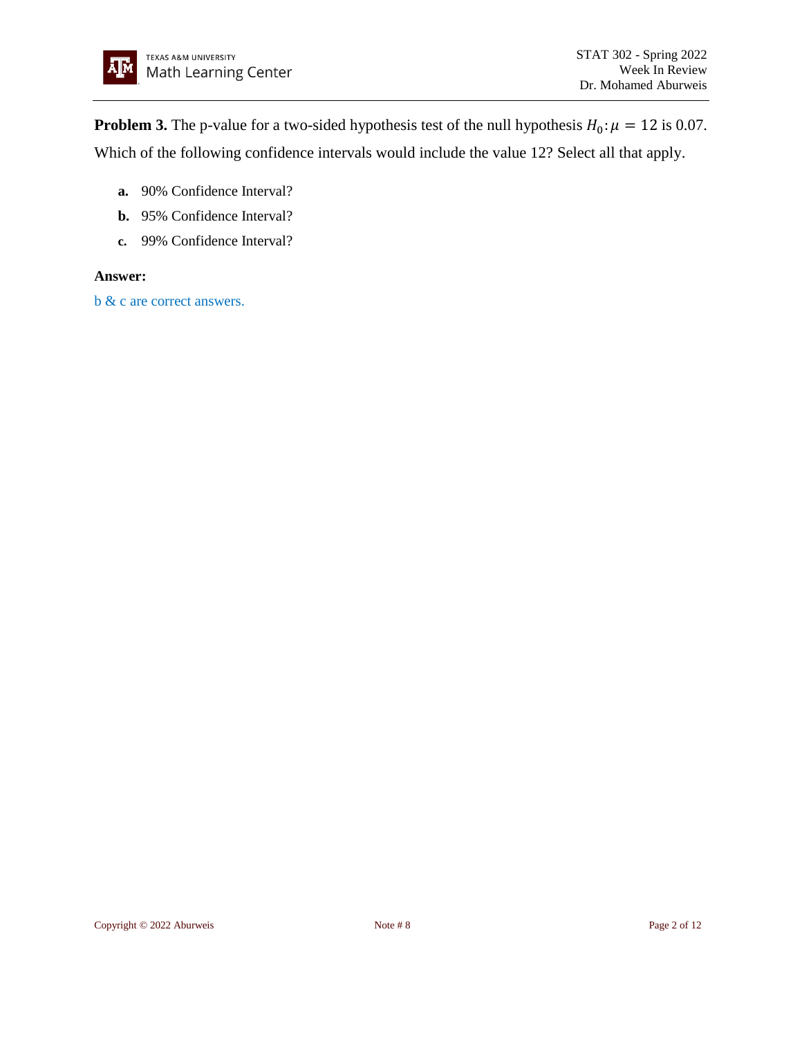**Problem 3.** The p-value for a two-sided hypothesis test of the null hypothesis $H_0: \mu = 12$ is 0.07. Which of the following confidence intervals would include the value 12? Select all that apply.

- **a.** 90% Confidence Interval?
- **b.** 95% Confidence Interval?
- **c.** 99% Confidence Interval?

**Answer:**

b & c are correct answers.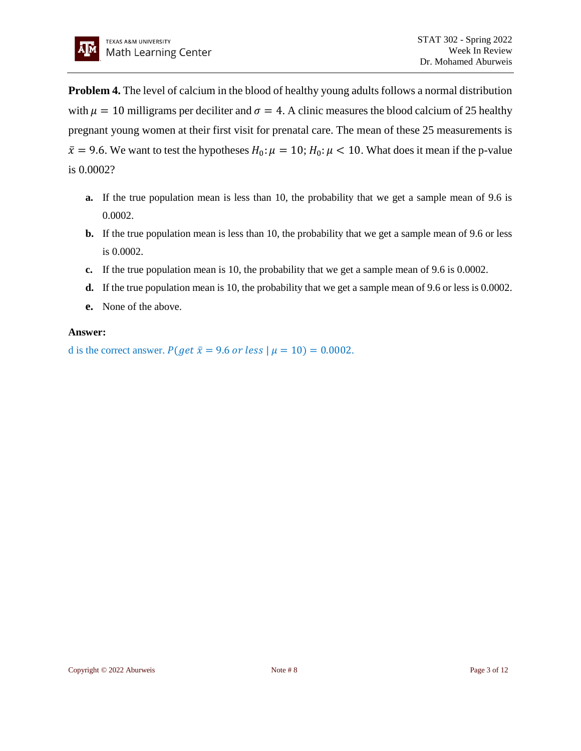**Problem 4.** The level of calcium in the blood of healthy young adults follows a normal distribution with $\mu = 10$ milligrams per deciliter and $\sigma = 4$. A clinic measures the blood calcium of 25 healthy pregnant young women at their first visit for prenatal care. The mean of these 25 measurements is $\bar{x} = 9.6$. We want to test the hypotheses $H_0\!: \mu = 10$; $H_0\!: \mu < 10$. What does it mean if the p-value is 0.0002?

- **a.** If the true population mean is less than 10, the probability that we get a sample mean of 9.6 is 0.0002.
- **b.** If the true population mean is less than 10, the probability that we get a sample mean of 9.6 or less is 0.0002.
- **c.** If the true population mean is 10, the probability that we get a sample mean of 9.6 is 0.0002.
- **d.** If the true population mean is 10, the probability that we get a sample mean of 9.6 or less is 0.0002.
- **e.** None of the above.

**Answer:**

d is the correct answer. $P(get\ \bar{x} = 9.6\ or\ less \mid \mu = 10) = 0.0002.$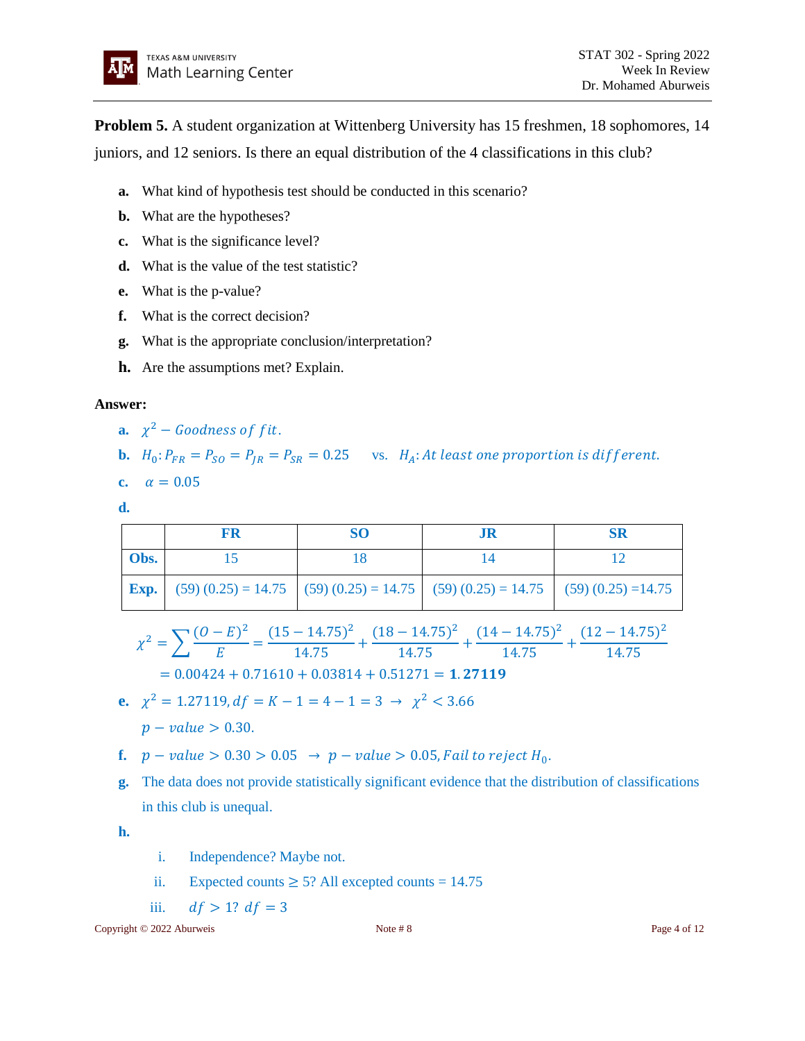**Problem 5.** A student organization at Wittenberg University has 15 freshmen, 18 sophomores, 14 juniors, and 12 seniors. Is there an equal distribution of the 4 classifications in this club?

- **a.** What kind of hypothesis test should be conducted in this scenario?
- **b.** What are the hypotheses?
- **c.** What is the significance level?
- **d.** What is the value of the test statistic?
- **e.** What is the p-value?
- **f.** What is the correct decision?
- **g.** What is the appropriate conclusion/interpretation?
- **h.** Are the assumptions met? Explain.

**Answer:**

- **a.** $\chi^2 - Goodness\ of\ fit.$
- **b.** $H_0: P_{FR} = P_{SO} = P_{JR} = P_{SR} = 0.25$ vs. $H_A: At\ least\ one\ proportion\ is\ different.$
- **c.** $\alpha = 0.05$
- **d.**

| | FR | SO | JR | SR |
|---|---|---|---|---|
| **Obs.** | 15 | 18 | 14 | 12 |
| **Exp.** | (59) (0.25) = 14.75 | (59) (0.25) = 14.75 | (59) (0.25) = 14.75 | (59) (0.25) =14.75 |

$$\chi^2 = \sum \frac{(O-E)^2}{E} = \frac{(15-14.75)^2}{14.75} + \frac{(18-14.75)^2}{14.75} + \frac{(14-14.75)^2}{14.75} + \frac{(12-14.75)^2}{14.75}$$

$$= 0.00424 + 0.71610 + 0.03814 + 0.51271 = \mathbf{1.27119}$$

- **e.** $\chi^2 = 1.27119, df = K - 1 = 4 - 1 = 3 \rightarrow \chi^2 < 3.66$

  $p - value > 0.30.$

- **f.** $p - value > 0.30 > 0.05 \rightarrow p - value > 0.05, Fail\ to\ reject\ H_0.$
- **g.** The data does not provide statistically significant evidence that the distribution of classifications in this club is unequal.
- **h.**
  - i. Independence? Maybe not.
  - ii. Expected counts ≥ 5? All excepted counts = 14.75
  - iii. $df > 1?\ df = 3$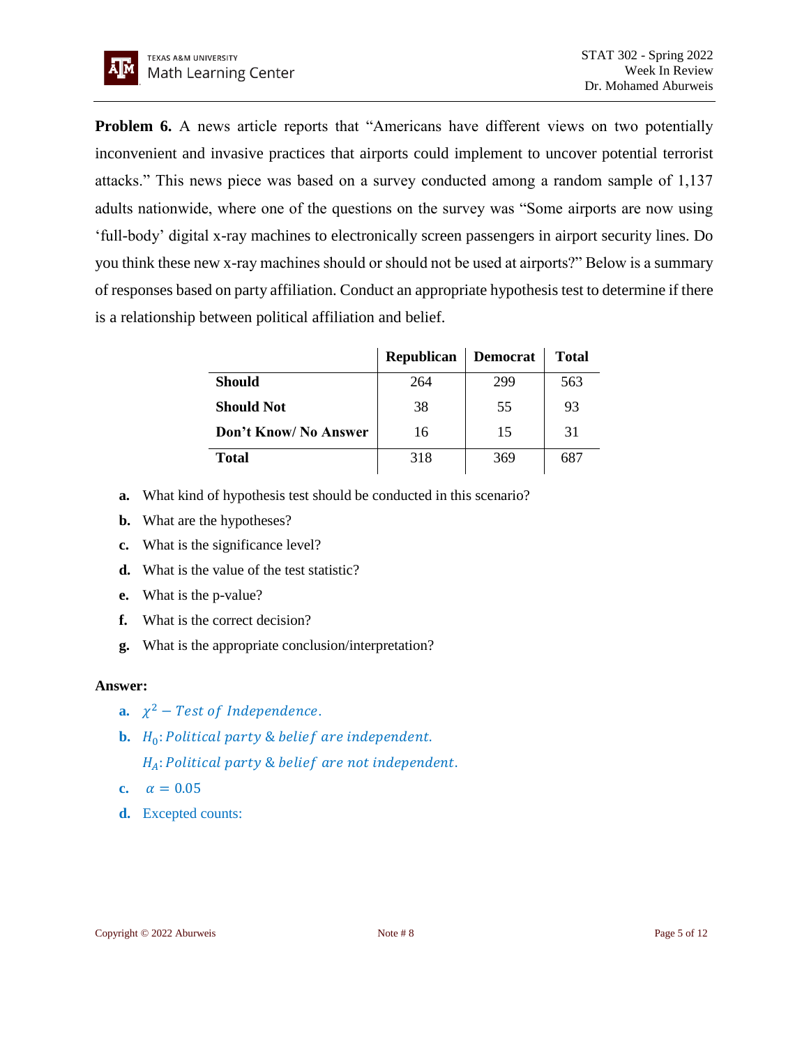**Problem 6.** A news article reports that "Americans have different views on two potentially inconvenient and invasive practices that airports could implement to uncover potential terrorist attacks." This news piece was based on a survey conducted among a random sample of 1,137 adults nationwide, where one of the questions on the survey was "Some airports are now using 'full-body' digital x-ray machines to electronically screen passengers in airport security lines. Do you think these new x-ray machines should or should not be used at airports?" Below is a summary of responses based on party affiliation. Conduct an appropriate hypothesis test to determine if there is a relationship between political affiliation and belief.

| | **Republican** | **Democrat** | **Total** |
|---|---|---|---|
| **Should** | 264 | 299 | 563 |
| **Should Not** | 38 | 55 | 93 |
| **Don't Know/ No Answer** | 16 | 15 | 31 |
| **Total** | 318 | 369 | 687 |

- **a.** What kind of hypothesis test should be conducted in this scenario?
- **b.** What are the hypotheses?
- **c.** What is the significance level?
- **d.** What is the value of the test statistic?
- **e.** What is the p-value?
- **f.** What is the correct decision?
- **g.** What is the appropriate conclusion/interpretation?

**Answer:**

- **a.** $\chi^2 - \textit{Test of Independence}.$
- **b.** $H_0$: *Political party & belief are independent.*

  $H_A$: *Political party & belief are not independent.*
- **c.** $\alpha = 0.05$
- **d.** Excepted counts: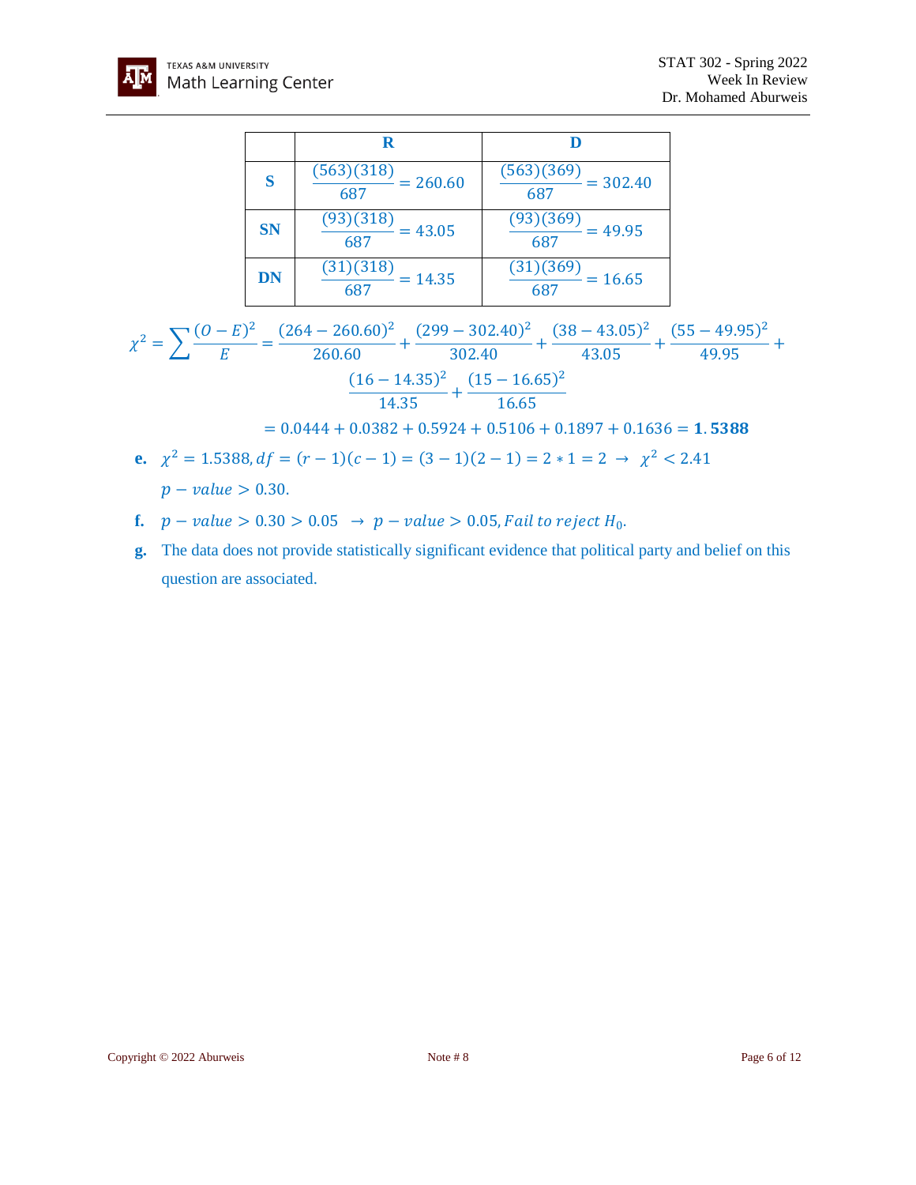| | **R** | **D** |
|---|---|---|
| **S** | $\frac{(563)(318)}{687} = 260.60$ | $\frac{(563)(369)}{687} = 302.40$ |
| **SN** | $\frac{(93)(318)}{687} = 43.05$ | $\frac{(93)(369)}{687} = 49.95$ |
| **DN** | $\frac{(31)(318)}{687} = 14.35$ | $\frac{(31)(369)}{687} = 16.65$ |

$$\chi^2 = \sum \frac{(O-E)^2}{E} = \frac{(264-260.60)^2}{260.60} + \frac{(299-302.40)^2}{302.40} + \frac{(38-43.05)^2}{43.05} + \frac{(55-49.95)^2}{49.95} + \frac{(16-14.35)^2}{14.35} + \frac{(15-16.65)^2}{16.65}$$

$$= 0.0444 + 0.0382 + 0.5924 + 0.5106 + 0.1897 + 0.1636 = \mathbf{1.5388}$$

**e.** $\chi^2 = 1.5388, df = (r-1)(c-1) = (3-1)(2-1) = 2 * 1 = 2 \rightarrow \chi^2 < 2.41$

$p - value > 0.30.$

**f.** $p - value > 0.30 > 0.05 \rightarrow p - value > 0.05, Fail\ to\ reject\ H_0.$

**g.** The data does not provide statistically significant evidence that political party and belief on this question are associated.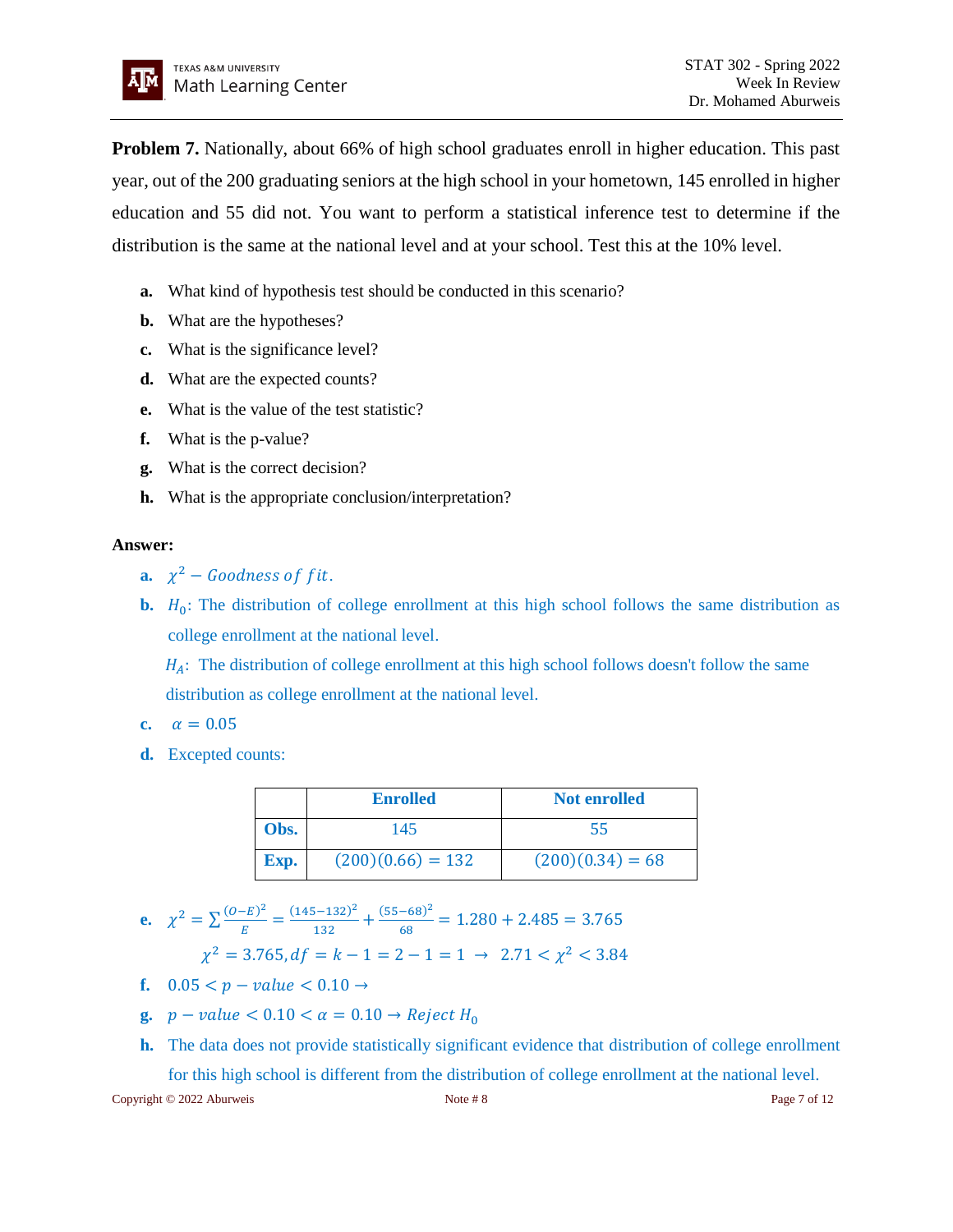**Problem 7.** Nationally, about 66% of high school graduates enroll in higher education. This past year, out of the 200 graduating seniors at the high school in your hometown, 145 enrolled in higher education and 55 did not. You want to perform a statistical inference test to determine if the distribution is the same at the national level and at your school. Test this at the 10% level.

**a.** What kind of hypothesis test should be conducted in this scenario?

**b.** What are the hypotheses?

**c.** What is the significance level?

**d.** What are the expected counts?

**e.** What is the value of the test statistic?

**f.** What is the p-value?

**g.** What is the correct decision?

**h.** What is the appropriate conclusion/interpretation?

**Answer:**

**a.** $\chi^2 - Goodness\ of\ fit.$

**b.** $H_0$: The distribution of college enrollment at this high school follows the same distribution as college enrollment at the national level.

$H_A$: The distribution of college enrollment at this high school follows doesn't follow the same distribution as college enrollment at the national level.

**c.** $\alpha = 0.05$

**d.** Excepted counts:

| | Enrolled | Not enrolled |
|---|---|---|
| **Obs.** | 145 | 55 |
| **Exp.** | $(200)(0.66) = 132$ | $(200)(0.34) = 68$ |

**e.** $\chi^2 = \sum \frac{(O-E)^2}{E} = \frac{(145-132)^2}{132} + \frac{(55-68)^2}{68} = 1.280 + 2.485 = 3.765$

$\chi^2 = 3.765, df = k - 1 = 2 - 1 = 1 \rightarrow 2.71 < \chi^2 < 3.84$

**f.** $0.05 < p - value < 0.10 \rightarrow$

**g.** $p - value < 0.10 < \alpha = 0.10 \rightarrow Reject\ H_0$

**h.** The data does not provide statistically significant evidence that distribution of college enrollment for this high school is different from the distribution of college enrollment at the national level.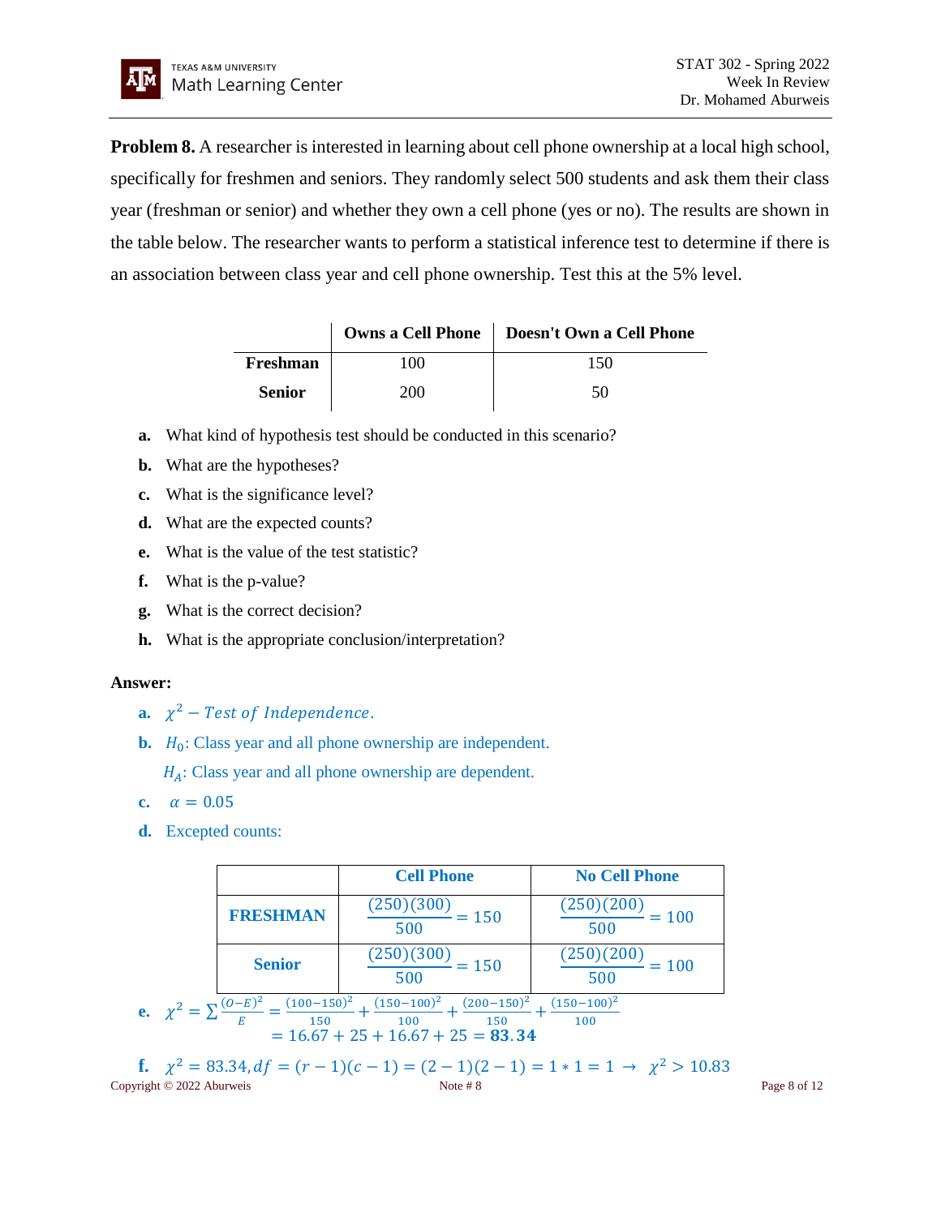**Problem 8.** A researcher is interested in learning about cell phone ownership at a local high school, specifically for freshmen and seniors. They randomly select 500 students and ask them their class year (freshman or senior) and whether they own a cell phone (yes or no). The results are shown in the table below. The researcher wants to perform a statistical inference test to determine if there is an association between class year and cell phone ownership. Test this at the 5% level.

| | Owns a Cell Phone | Doesn't Own a Cell Phone |
|---|---|---|
| **Freshman** | 100 | 150 |
| **Senior** | 200 | 50 |

**a.** What kind of hypothesis test should be conducted in this scenario?

**b.** What are the hypotheses?

**c.** What is the significance level?

**d.** What are the expected counts?

**e.** What is the value of the test statistic?

**f.** What is the p-value?

**g.** What is the correct decision?

**h.** What is the appropriate conclusion/interpretation?

**Answer:**

**a.** $\chi^2 - \textit{Test of Independence}.$

**b.** $H_0$: Class year and all phone ownership are independent.

$H_A$: Class year and all phone ownership are dependent.

**c.** $\alpha = 0.05$

**d.** Excepted counts:

| | **Cell Phone** | **No Cell Phone** |
|---|---|---|
| **FRESHMAN** | $\frac{(250)(300)}{500} = 150$ | $\frac{(250)(200)}{500} = 100$ |
| **Senior** | $\frac{(250)(300)}{500} = 150$ | $\frac{(250)(200)}{500} = 100$ |

**e.** $\chi^2 = \sum \frac{(O-E)^2}{E} = \frac{(100-150)^2}{150} + \frac{(150-100)^2}{100} + \frac{(200-150)^2}{150} + \frac{(150-100)^2}{100}$
$= 16.67 + 25 + 16.67 + 25 = \mathbf{83.34}$

**f.** $\chi^2 = 83.34, df = (r-1)(c-1) = (2-1)(2-1) = 1 * 1 = 1 \rightarrow \chi^2 > 10.83$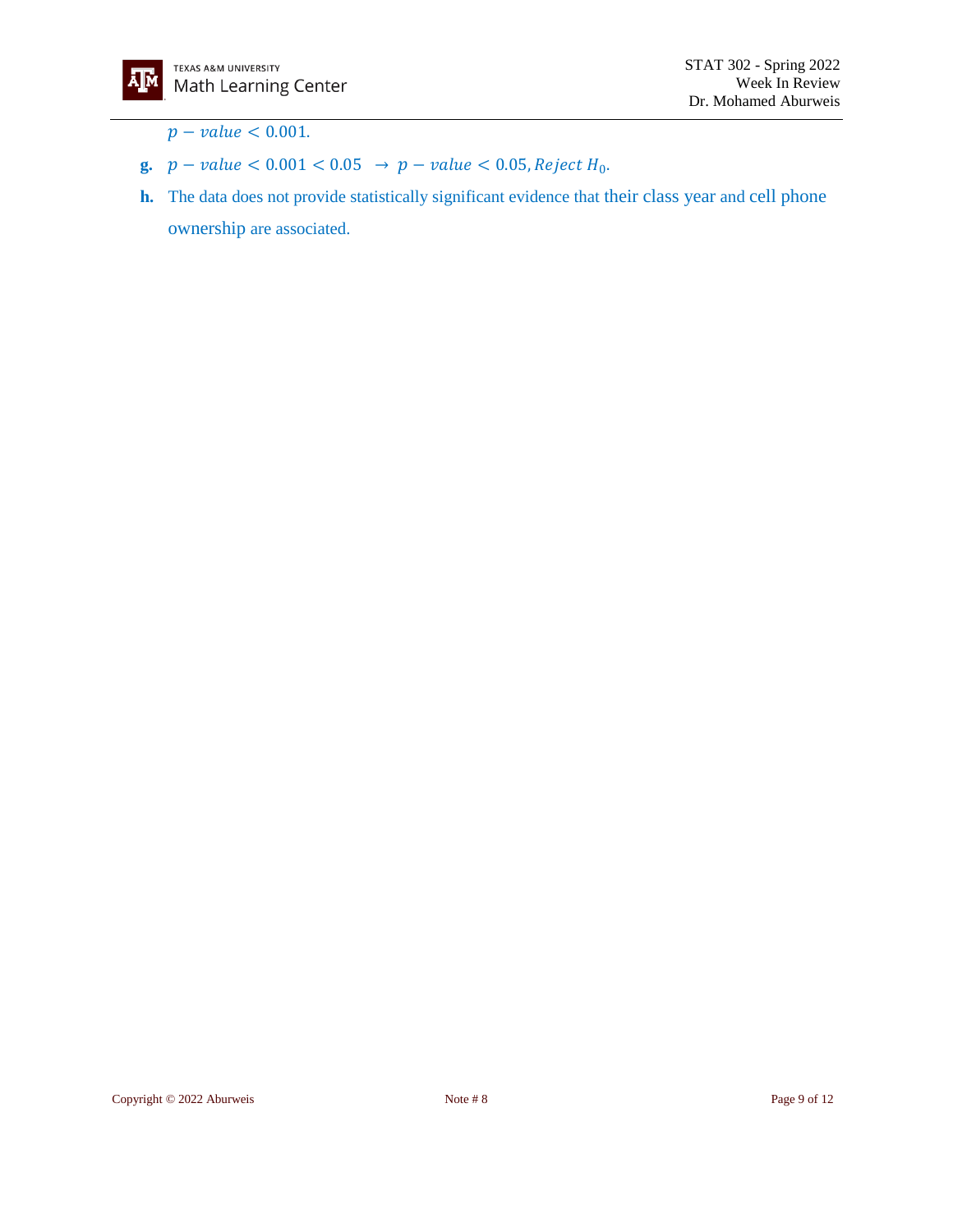$p - value < 0.001.$

**g.** $p - value < 0.001 < 0.05 \rightarrow p - value < 0.05, Reject\ H_0.$

**h.** The data does not provide statistically significant evidence that their class year and cell phone ownership are associated.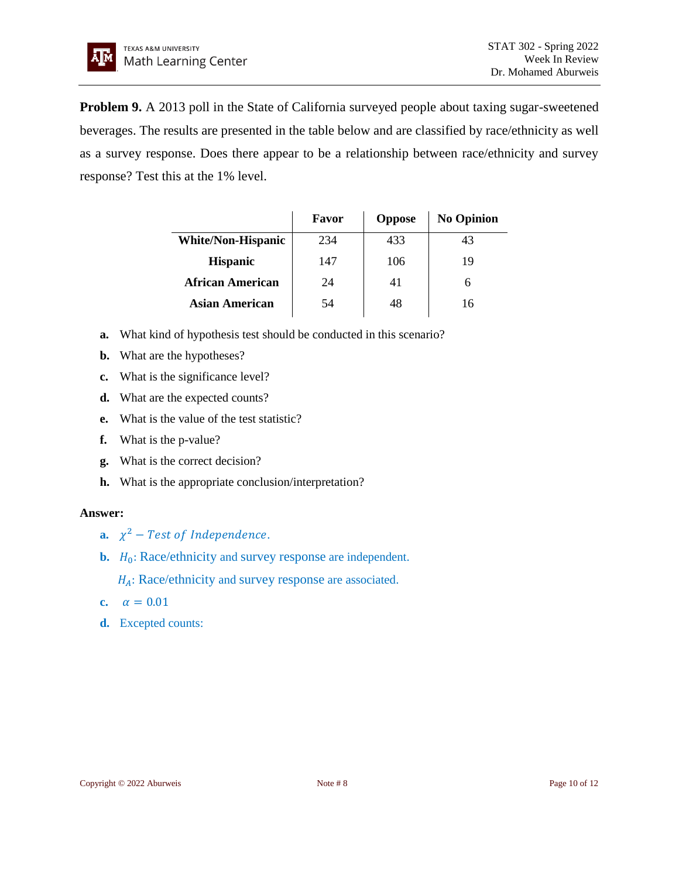**Problem 9.** A 2013 poll in the State of California surveyed people about taxing sugar-sweetened beverages. The results are presented in the table below and are classified by race/ethnicity as well as a survey response. Does there appear to be a relationship between race/ethnicity and survey response? Test this at the 1% level.

| | Favor | Oppose | No Opinion |
|---|---|---|---|
| **White/Non-Hispanic** | 234 | 433 | 43 |
| **Hispanic** | 147 | 106 | 19 |
| **African American** | 24 | 41 | 6 |
| **Asian American** | 54 | 48 | 16 |

**a.** What kind of hypothesis test should be conducted in this scenario?

**b.** What are the hypotheses?

**c.** What is the significance level?

**d.** What are the expected counts?

**e.** What is the value of the test statistic?

**f.** What is the p-value?

**g.** What is the correct decision?

**h.** What is the appropriate conclusion/interpretation?

**Answer:**

**a.** $\chi^2 - Test\ of\ Independence.$

**b.** $H_0$: Race/ethnicity and survey response are independent.

$H_A$: Race/ethnicity and survey response are associated.

**c.** $\alpha = 0.01$

**d.** Excepted counts: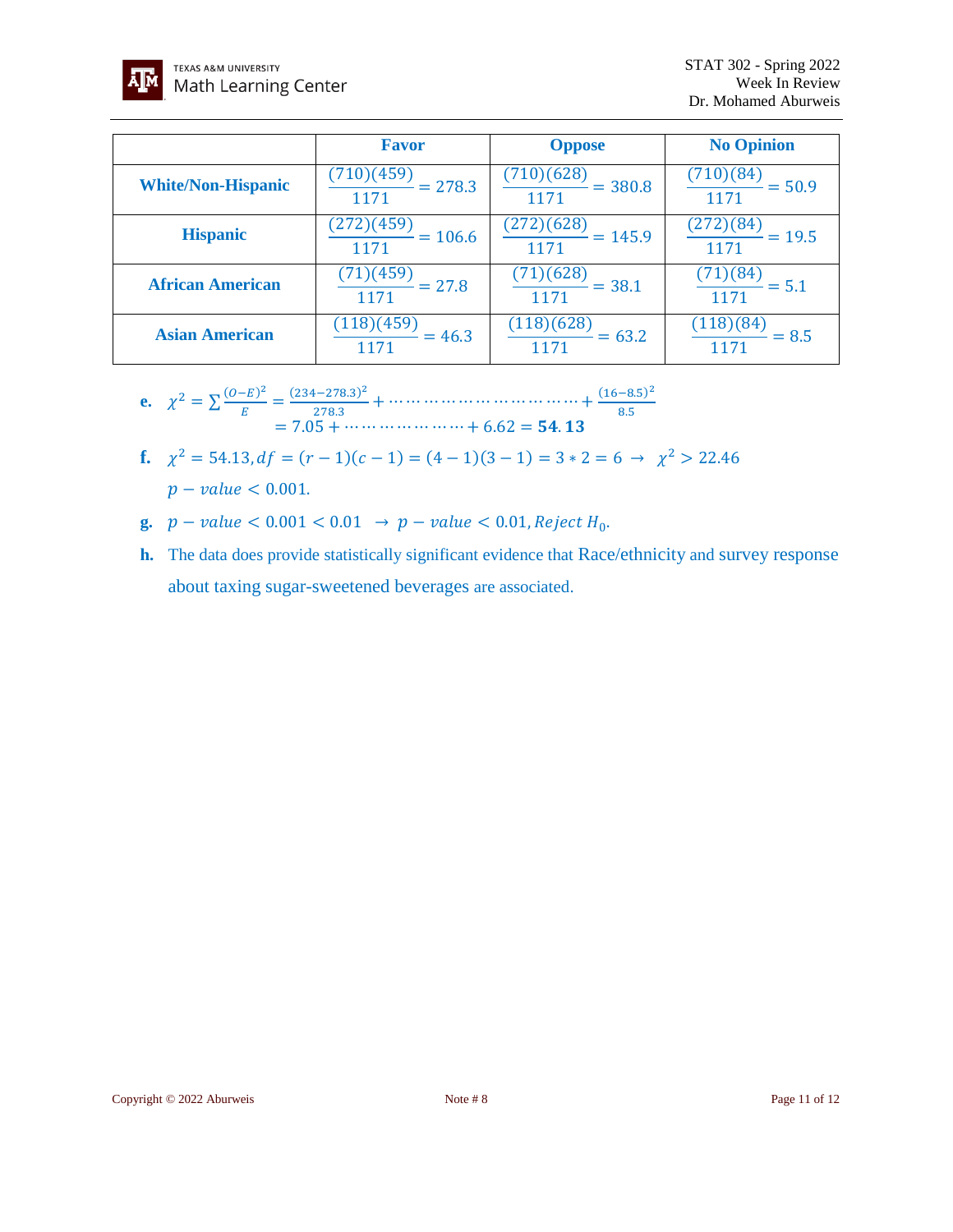| | Favor | Oppose | No Opinion |
|---|---|---|---|
| **White/Non-Hispanic** | $\frac{(710)(459)}{1171} = 278.3$ | $\frac{(710)(628)}{1171} = 380.8$ | $\frac{(710)(84)}{1171} = 50.9$ |
| **Hispanic** | $\frac{(272)(459)}{1171} = 106.6$ | $\frac{(272)(628)}{1171} = 145.9$ | $\frac{(272)(84)}{1171} = 19.5$ |
| **African American** | $\frac{(71)(459)}{1171} = 27.8$ | $\frac{(71)(628)}{1171} = 38.1$ | $\frac{(71)(84)}{1171} = 5.1$ |
| **Asian American** | $\frac{(118)(459)}{1171} = 46.3$ | $\frac{(118)(628)}{1171} = 63.2$ | $\frac{(118)(84)}{1171} = 8.5$ |

**e.** $\chi^2 = \sum \frac{(O-E)^2}{E} = \frac{(234-278.3)^2}{278.3} + \cdots\cdots\cdots\cdots\cdots\cdots\cdots\cdots\cdots\cdots + \frac{(16-8.5)^2}{8.5}$
$= 7.05 + \cdots\cdots\cdots\cdots\cdots\cdots + 6.62 = \mathbf{54.13}$

**f.** $\chi^2 = 54.13, df = (r-1)(c-1) = (4-1)(3-1) = 3 * 2 = 6 \rightarrow \chi^2 > 22.46$

$p - value < 0.001.$

**g.** $p - value < 0.001 < 0.01 \rightarrow p - value < 0.01, Reject\ H_0.$

**h.** The data does provide statistically significant evidence that Race/ethnicity and survey response about taxing sugar-sweetened beverages are associated.